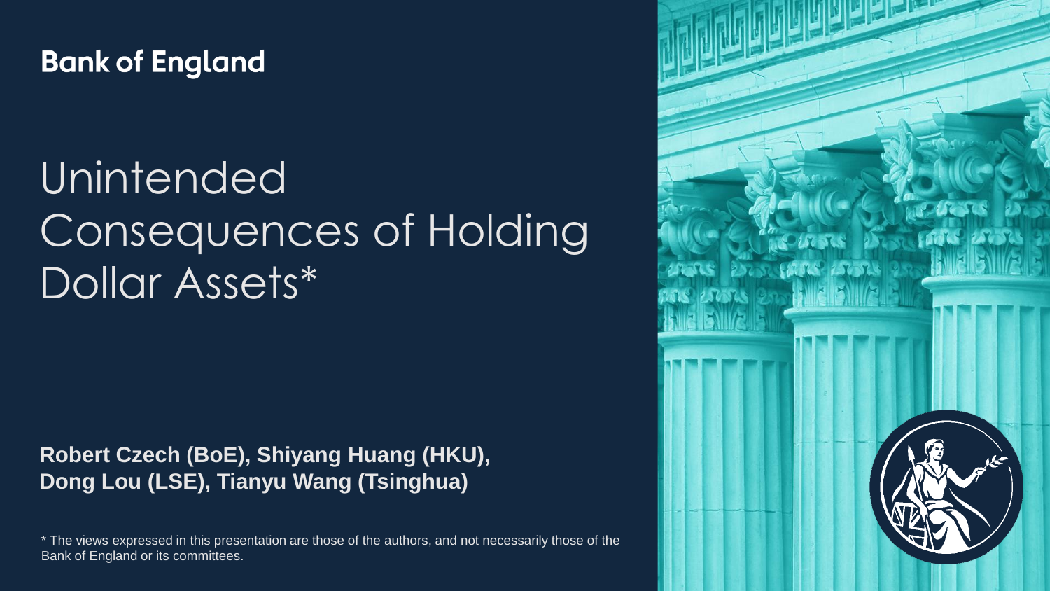Bank of England

# Unintended Consequences of Holding Dollar Assets*

**Robert Czech (BoE), Shiyang Huang (HKU), Dong Lou (LSE), Tianyu Wang (Tsinghua)**

* The views expressed in this presentation are those of the authors, and not necessarily those of the Bank of England or its committees.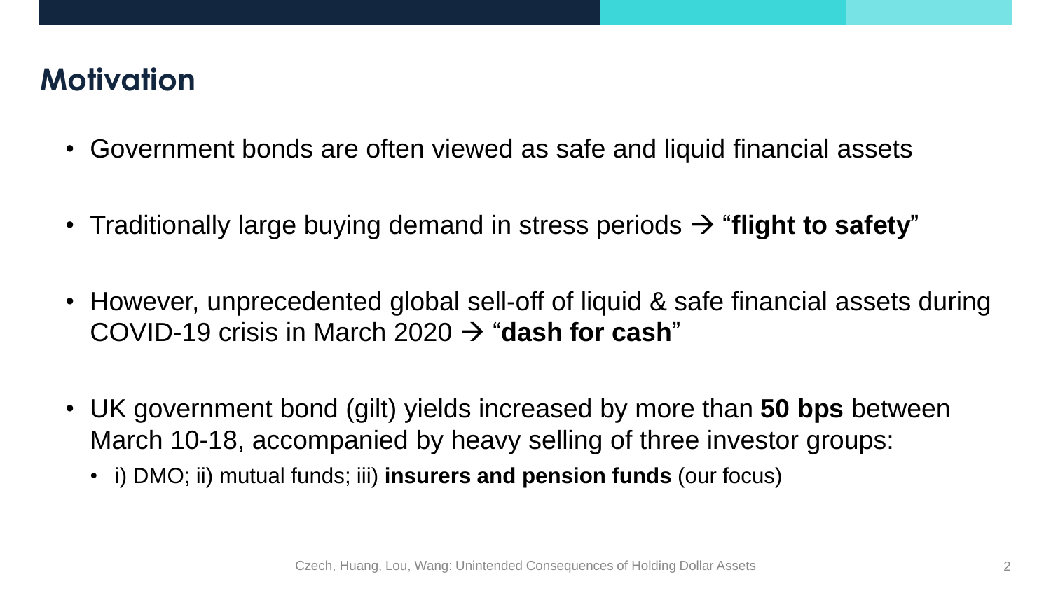## Motivation

- Government bonds are often viewed as safe and liquid financial assets
- Traditionally large buying demand in stress periods → "**flight to safety**"
- However, unprecedented global sell-off of liquid & safe financial assets during COVID-19 crisis in March 2020 → "**dash for cash**"
- UK government bond (gilt) yields increased by more than **50 bps** between March 10-18, accompanied by heavy selling of three investor groups:
  - i) DMO; ii) mutual funds; iii) **insurers and pension funds** (our focus)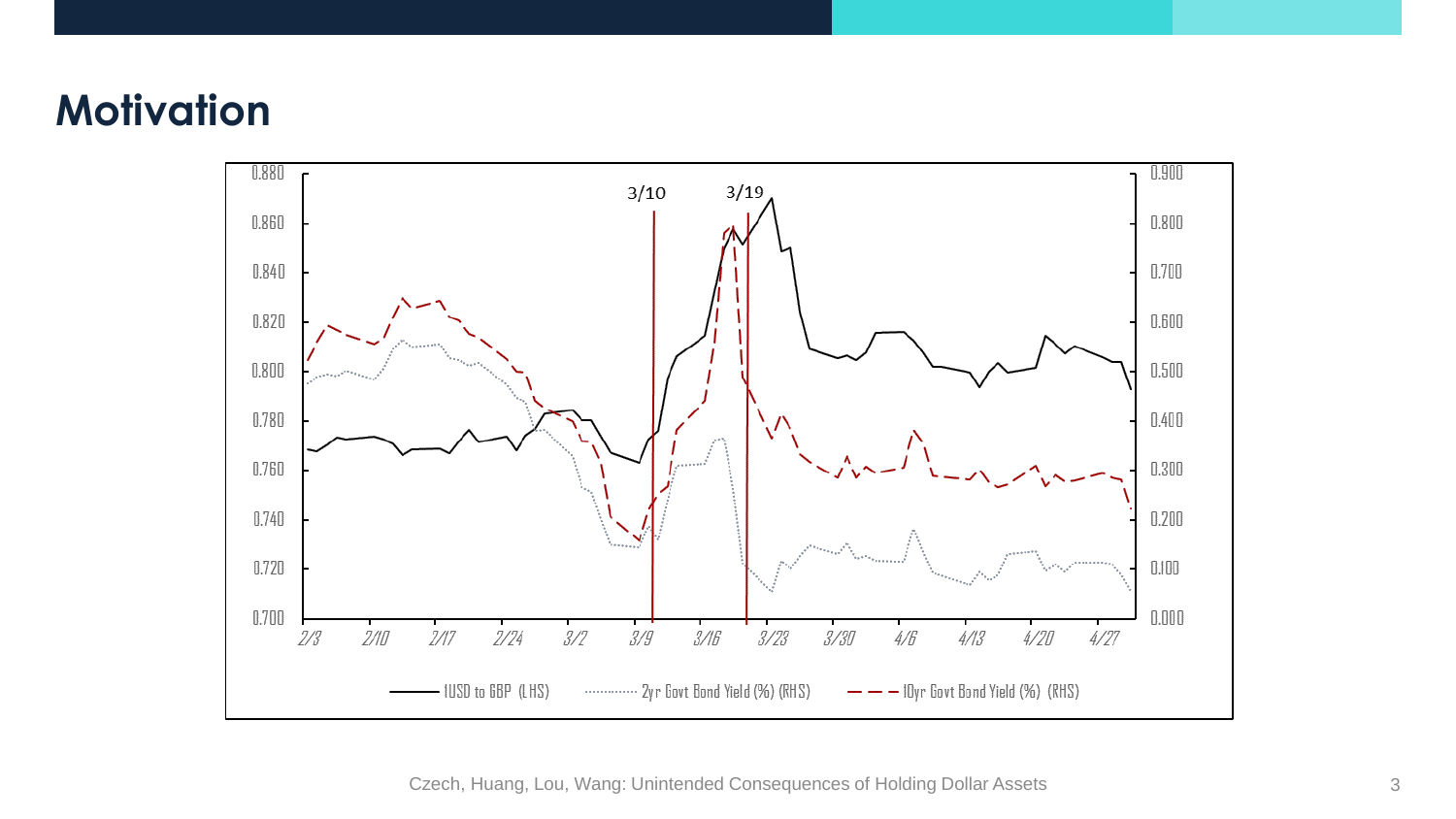# Motivation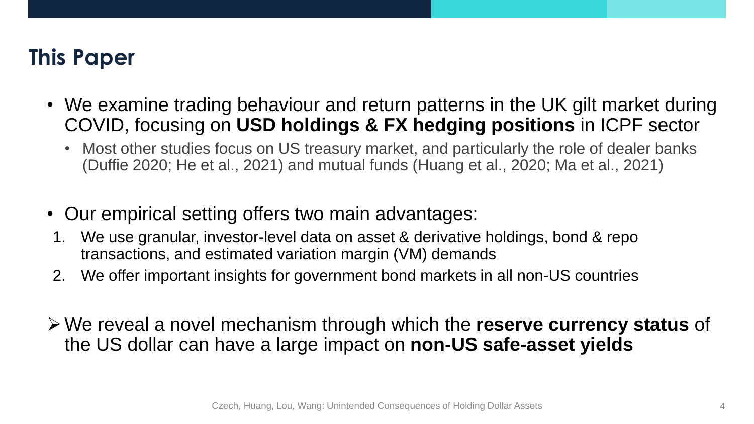# This Paper

- We examine trading behaviour and return patterns in the UK gilt market during COVID, focusing on **USD holdings & FX hedging positions** in ICPF sector
  - Most other studies focus on US treasury market, and particularly the role of dealer banks (Duffie 2020; He et al., 2021) and mutual funds (Huang et al., 2020; Ma et al., 2021)

- Our empirical setting offers two main advantages:

1. We use granular, investor-level data on asset & derivative holdings, bond & repo transactions, and estimated variation margin (VM) demands
2. We offer important insights for government bond markets in all non-US countries

➢ We reveal a novel mechanism through which the **reserve currency status** of the US dollar can have a large impact on **non-US safe-asset yields**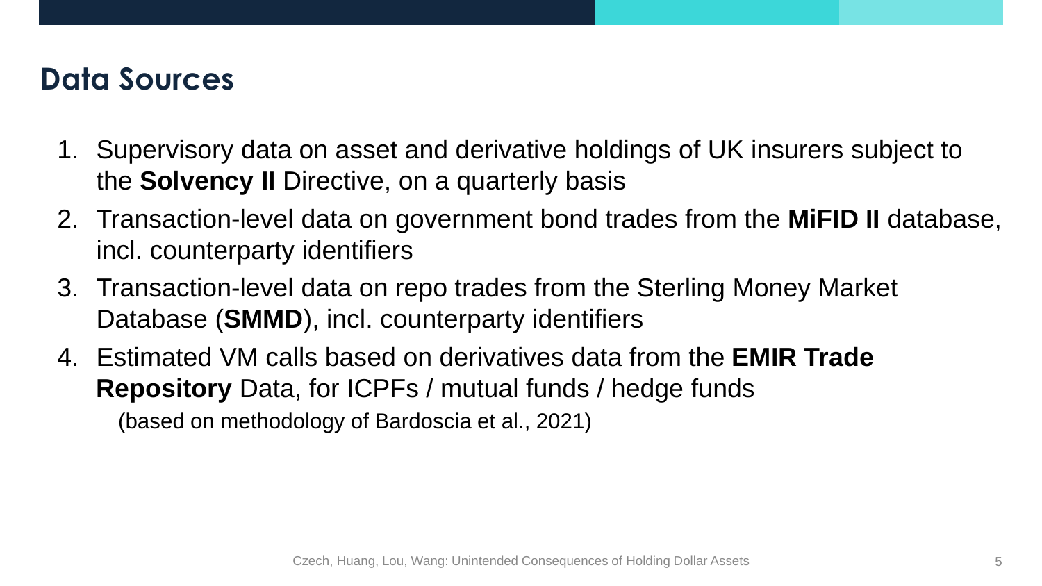# Data Sources

1. Supervisory data on asset and derivative holdings of UK insurers subject to the **Solvency II** Directive, on a quarterly basis
2. Transaction-level data on government bond trades from the **MiFID II** database, incl. counterparty identifiers
3. Transaction-level data on repo trades from the Sterling Money Market Database (**SMMD**), incl. counterparty identifiers
4. Estimated VM calls based on derivatives data from the **EMIR Trade Repository** Data, for ICPFs / mutual funds / hedge funds
   (based on methodology of Bardoscia et al., 2021)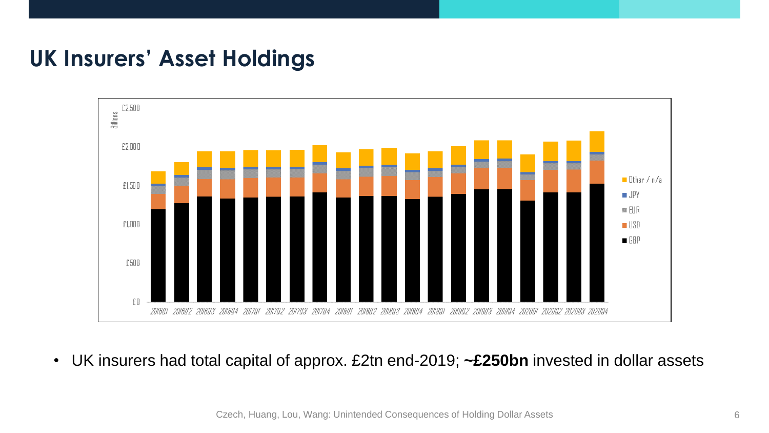## UK Insurers' Asset Holdings

- UK insurers had total capital of approx. £2tn end-2019; **~£250bn** invested in dollar assets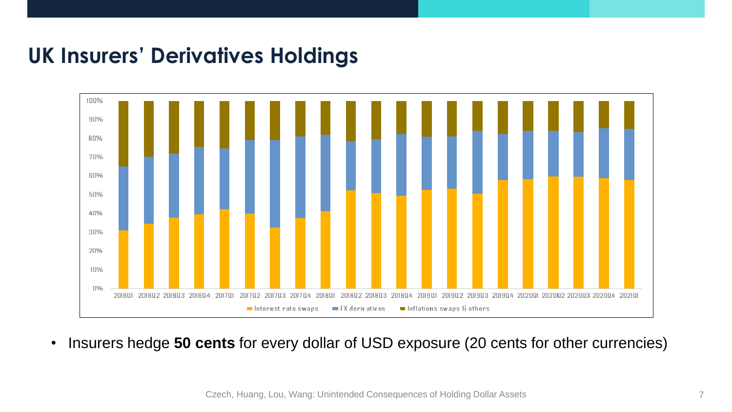## UK Insurers’ Derivatives Holdings

- Insurers hedge **50 cents** for every dollar of USD exposure (20 cents for other currencies)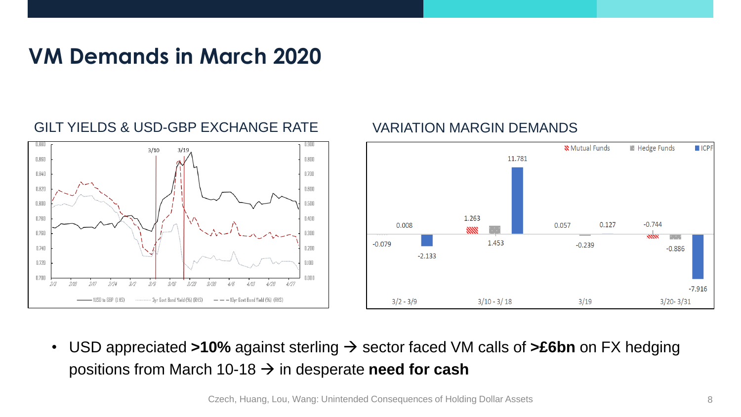# VM Demands in March 2020

GILT YIELDS & USD-GBP EXCHANGE RATE

VARIATION MARGIN DEMANDS

- USD appreciated **>10%** against sterling → sector faced VM calls of **>£6bn** on FX hedging positions from March 10-18 → in desperate **need for cash**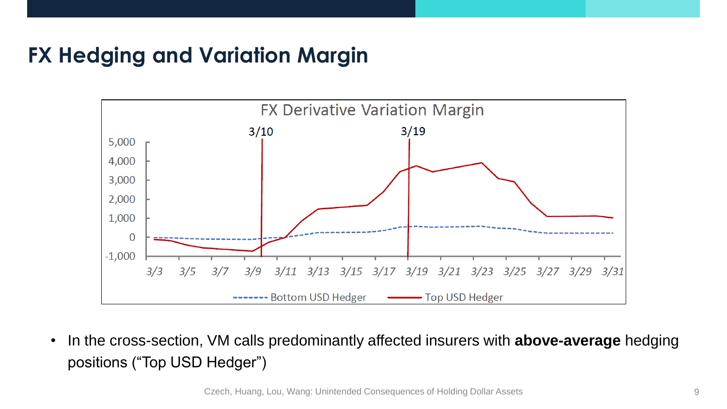# FX Hedging and Variation Margin

FX Derivative Variation Margin

3/10 3/19

5,000
4,000
3,000
2,000
1,000
0
-1,000

3/3 3/5 3/7 3/9 3/11 3/13 3/15 3/17 3/19 3/21 3/23 3/25 3/27 3/29 3/31

Bottom USD Hedger    Top USD Hedger

- In the cross-section, VM calls predominantly affected insurers with **above-average** hedging positions (“Top USD Hedger”)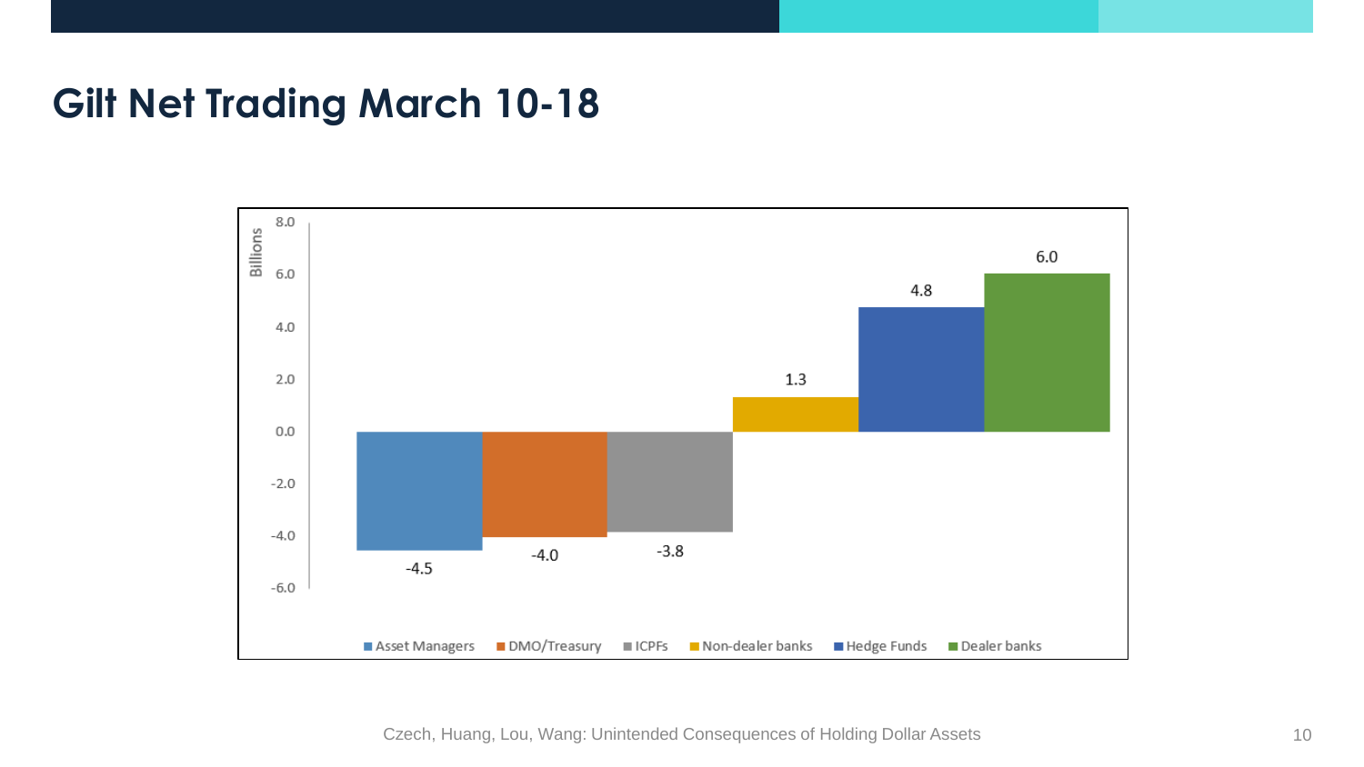# Gilt Net Trading March 10-18

| Sector | Net Trading (Billions) |
| --- | --- |
| Asset Managers | -4.5 |
| DMO/Treasury | -4.0 |
| ICPFs | -3.8 |
| Non-dealer banks | 1.3 |
| Hedge Funds | 4.8 |
| Dealer banks | 6.0 |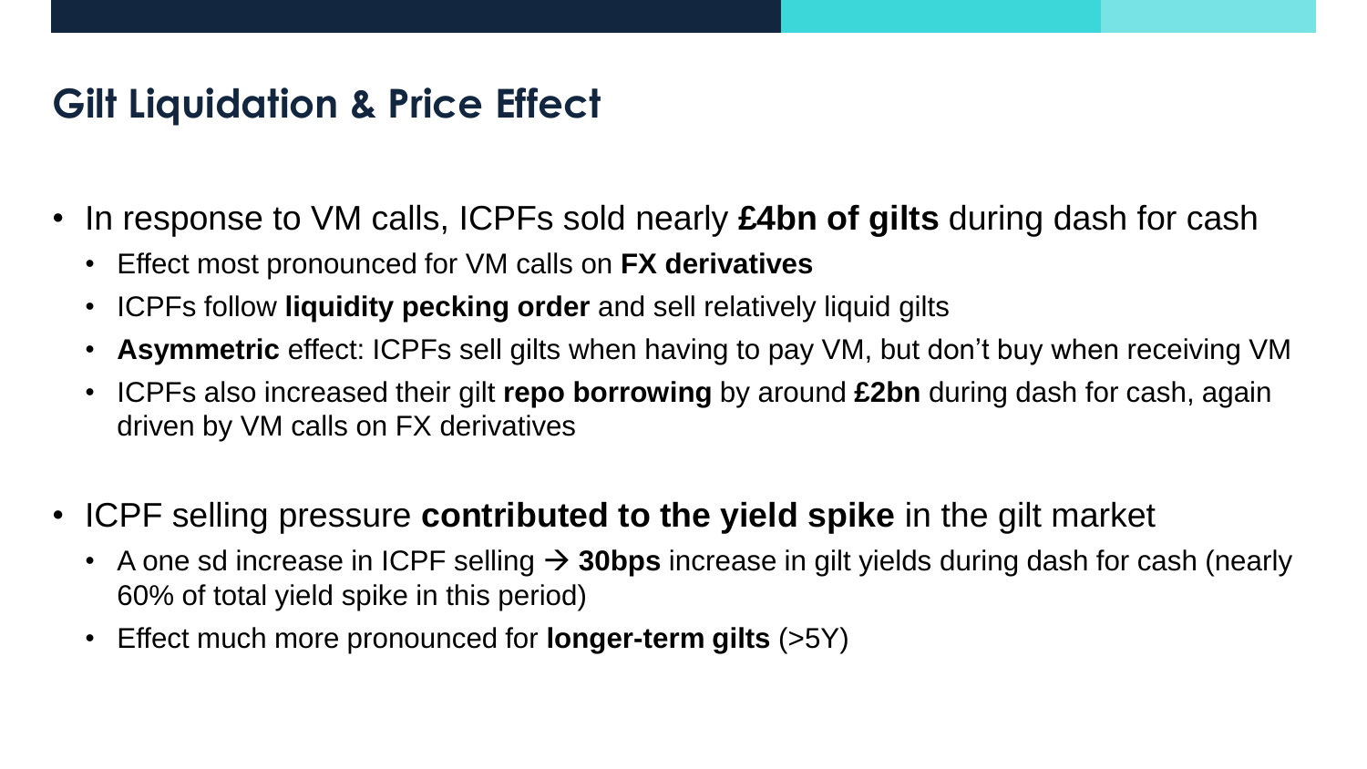## Gilt Liquidation & Price Effect

- In response to VM calls, ICPFs sold nearly **£4bn of gilts** during dash for cash
  - Effect most pronounced for VM calls on **FX derivatives**
  - ICPFs follow **liquidity pecking order** and sell relatively liquid gilts
  - **Asymmetric** effect: ICPFs sell gilts when having to pay VM, but don't buy when receiving VM
  - ICPFs also increased their gilt **repo borrowing** by around **£2bn** during dash for cash, again driven by VM calls on FX derivatives
- ICPF selling pressure **contributed to the yield spike** in the gilt market
  - A one sd increase in ICPF selling → **30bps** increase in gilt yields during dash for cash (nearly 60% of total yield spike in this period)
  - Effect much more pronounced for **longer-term gilts** (>5Y)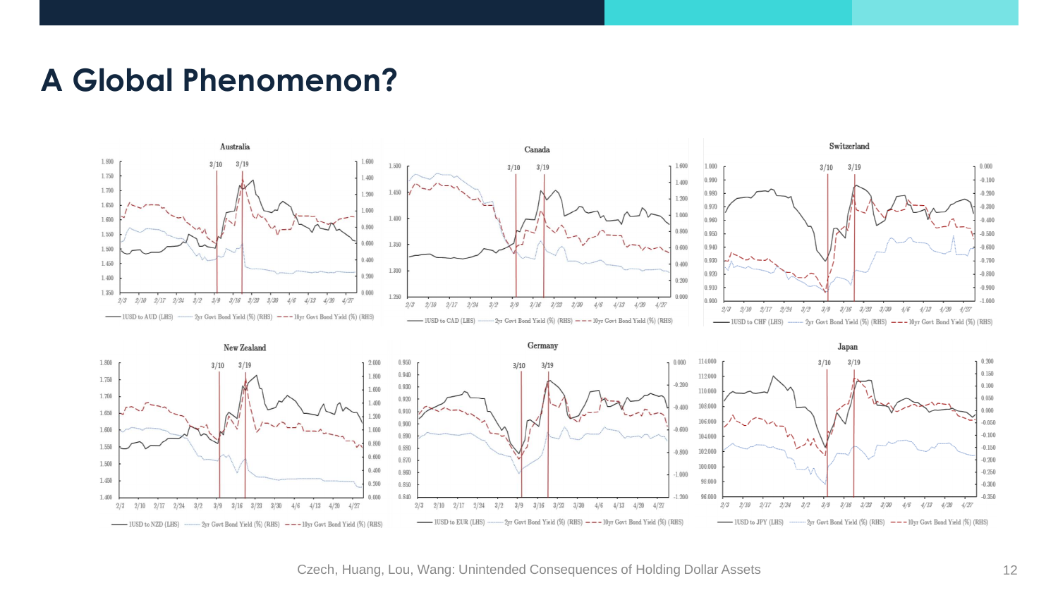# A Global Phenomenon?

**Australia**

3/10 3/19

— 1USD to AUD (LHS) ······ 2yr Govt Bond Yield (%) (RHS) - - - 10yr Govt Bond Yield (%) (RHS)

**Canada**

3/10 3/19

— 1USD to CAD (LHS) ······ 2yr Govt Bond Yield (%) (RHS) - - - 10yr Govt Bond Yield (%) (RHS)

**Switzerland**

3/10 3/19

— 1USD to CHF (LHS) ······ 2yr Govt Bond Yield (%) (RHS) - - - 10yr Govt Bond Yield (%) (RHS)

**New Zealand**

3/10 3/19

— 1USD to NZD (LHS) ······ 2yr Govt Bond Yield (%) (RHS) - - - 10yr Govt Bond Yield (%) (RHS)

**Germany**

3/10 3/19

— 1USD to EUR (LHS) ······ 2yr Govt Bond Yield (%) (RHS) - - - 10yr Govt Bond Yield (%) (RHS)

**Japan**

3/10 3/19

— 1USD to JPY (LHS) ······ 2yr Govt Bond Yield (%) (RHS) - - - 10yr Govt Bond Yield (%) (RHS)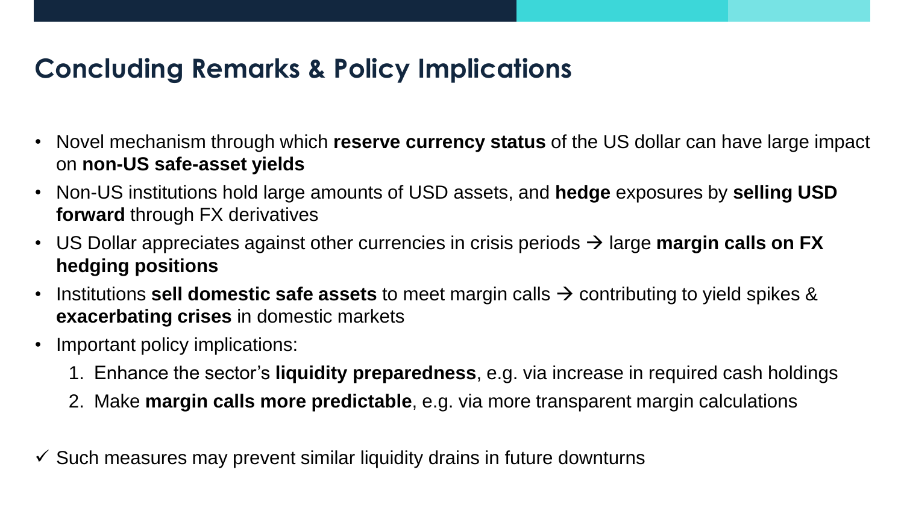## Concluding Remarks & Policy Implications

- Novel mechanism through which **reserve currency status** of the US dollar can have large impact on **non-US safe-asset yields**
- Non-US institutions hold large amounts of USD assets, and **hedge** exposures by **selling USD forward** through FX derivatives
- US Dollar appreciates against other currencies in crisis periods → large **margin calls on FX hedging positions**
- Institutions **sell domestic safe assets** to meet margin calls → contributing to yield spikes & **exacerbating crises** in domestic markets
- Important policy implications:
  1. Enhance the sector's **liquidity preparedness**, e.g. via increase in required cash holdings
  2. Make **margin calls more predictable**, e.g. via more transparent margin calculations

✓ Such measures may prevent similar liquidity drains in future downturns